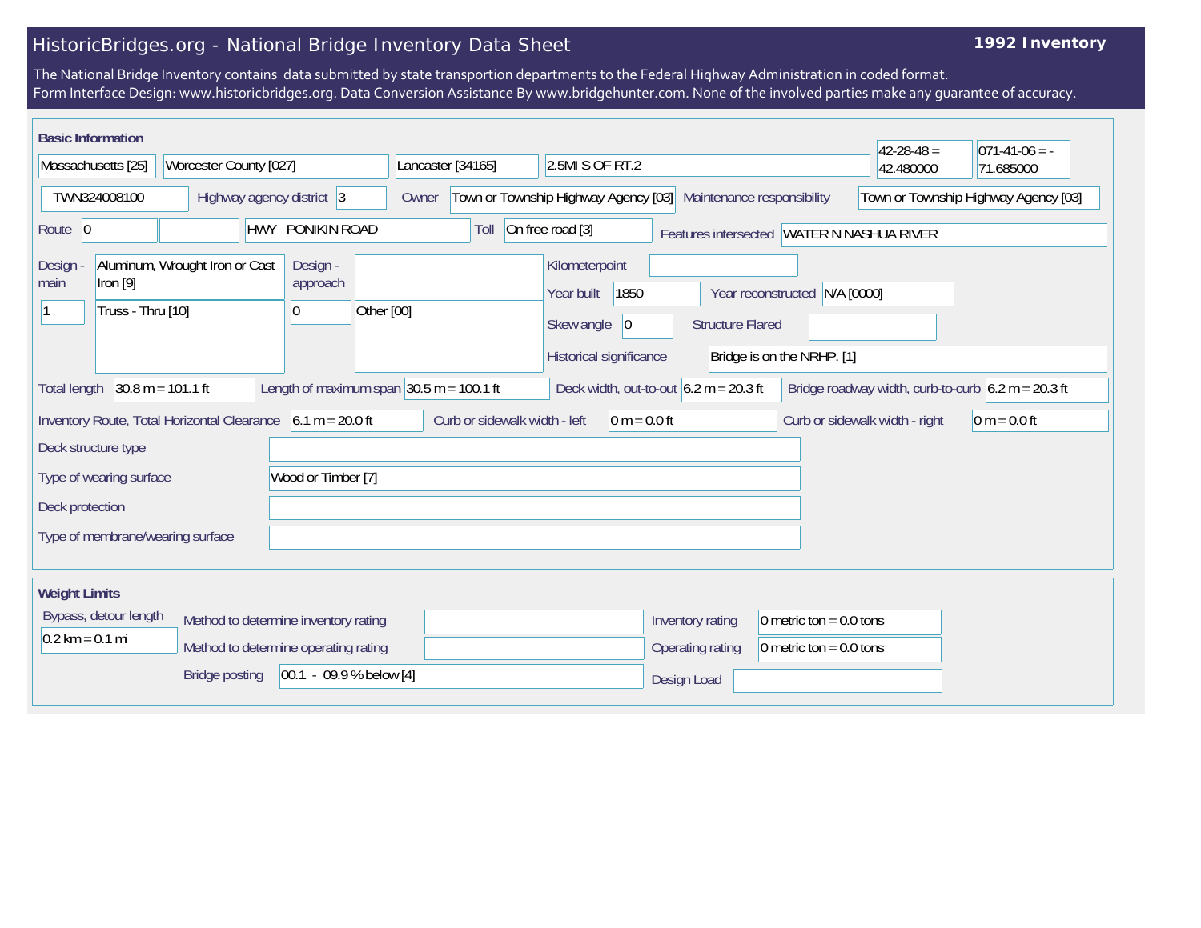# HistoricBridges.org - National Bridge Inventory Data Sheet

**1992 Inventory**

The National Bridge Inventory contains data submitted by state transportion departments to the Federal Highway Administration in coded format.
Form Interface Design: www.historicbridges.org. Data Conversion Assistance By www.bridgehunter.com. None of the involved parties make any guarantee of accuracy.

## Basic Information

| | |
|---|---|
| State | Massachusetts [25] |
| County | Worcester County [027] |
| Place | Lancaster [34165] |
| Location | 2.5MI S OF RT.2 |
| Latitude | 42-28-48 = 42.480000 |
| Longitude | 071-41-06 = -71.685000 |
| Structure Number | TWN324008100 |
| Highway agency district | 3 |
| Owner | Town or Township Highway Agency [03] |
| Maintenance responsibility | Town or Township Highway Agency [03] |
| Route | 0 |
| Facility carried | HWY PONIKIN ROAD |
| Toll | On free road [3] |
| Features intersected | WATER N NASHUA RIVER |
| Design - main | Aluminum, Wrought Iron or Cast Iron [9] |
| | 1 — Truss - Thru [10] |
| Design - approach | 0 — Other [00] |
| Kilometerpoint | |
| Year built | 1850 |
| Year reconstructed | N/A [0000] |
| Skew angle | 0 |
| Structure Flared | |
| Historical significance | Bridge is on the NRHP. [1] |
| Total length | 30.8 m = 101.1 ft |
| Length of maximum span | 30.5 m = 100.1 ft |
| Deck width, out-to-out | 6.2 m = 20.3 ft |
| Bridge roadway width, curb-to-curb | 6.2 m = 20.3 ft |
| Inventory Route, Total Horizontal Clearance | 6.1 m = 20.0 ft |
| Curb or sidewalk width - left | 0 m = 0.0 ft |
| Curb or sidewalk width - right | 0 m = 0.0 ft |
| Deck structure type | |
| Type of wearing surface | Wood or Timber [7] |
| Deck protection | |
| Type of membrane/wearing surface | |

## Weight Limits

| | |
|---|---|
| Bypass, detour length | 0.2 km = 0.1 mi |
| Method to determine inventory rating | |
| Method to determine operating rating | |
| Bridge posting | 00.1 - 09.9 % below [4] |
| Inventory rating | 0 metric ton = 0.0 tons |
| Operating rating | 0 metric ton = 0.0 tons |
| Design Load | |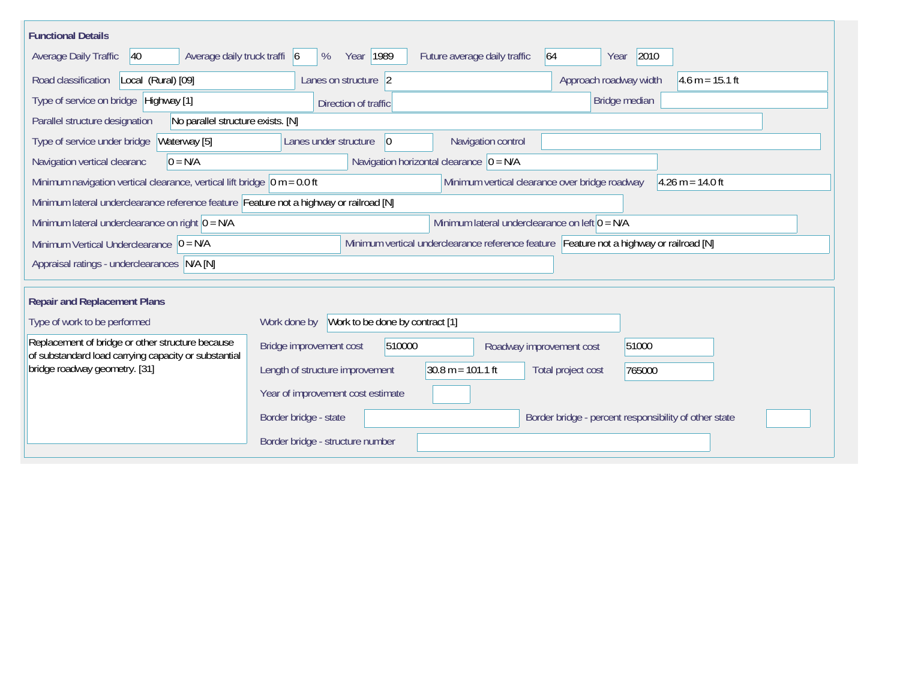## Functional Details

| Field | Value |
| --- | --- |
| Average Daily Traffic | 40 |
| Average daily truck traffi | 6 % |
| Year | 1989 |
| Future average daily traffic | 64 |
| Year | 2010 |
| Road classification | Local (Rural) [09] |
| Lanes on structure | 2 |
| Approach roadway width | 4.6 m = 15.1 ft |
| Type of service on bridge | Highway [1] |
| Direction of traffic | |
| Bridge median | |
| Parallel structure designation | No parallel structure exists. [N] |
| Type of service under bridge | Waterway [5] |
| Lanes under structure | 0 |
| Navigation control | |
| Navigation vertical clearanc | 0 = N/A |
| Navigation horizontal clearance | 0 = N/A |
| Minimum navigation vertical clearance, vertical lift bridge | 0 m = 0.0 ft |
| Minimum vertical clearance over bridge roadway | 4.26 m = 14.0 ft |
| Minimum lateral underclearance reference feature | Feature not a highway or railroad [N] |
| Minimum lateral underclearance on right | 0 = N/A |
| Minimum lateral underclearance on left | 0 = N/A |
| Minimum Vertical Underclearance | 0 = N/A |
| Minimum vertical underclearance reference feature | Feature not a highway or railroad [N] |
| Appraisal ratings - underclearances | N/A [N] |

## Repair and Replacement Plans

| Field | Value |
| --- | --- |
| Type of work to be performed | Replacement of bridge or other structure because of substandard load carrying capacity or substantial bridge roadway geometry. [31] |
| Work done by | Work to be done by contract [1] |
| Bridge improvement cost | 510000 |
| Roadway improvement cost | 51000 |
| Length of structure improvement | 30.8 m = 101.1 ft |
| Total project cost | 765000 |
| Year of improvement cost estimate | |
| Border bridge - state | |
| Border bridge - percent responsibility of other state | |
| Border bridge - structure number | |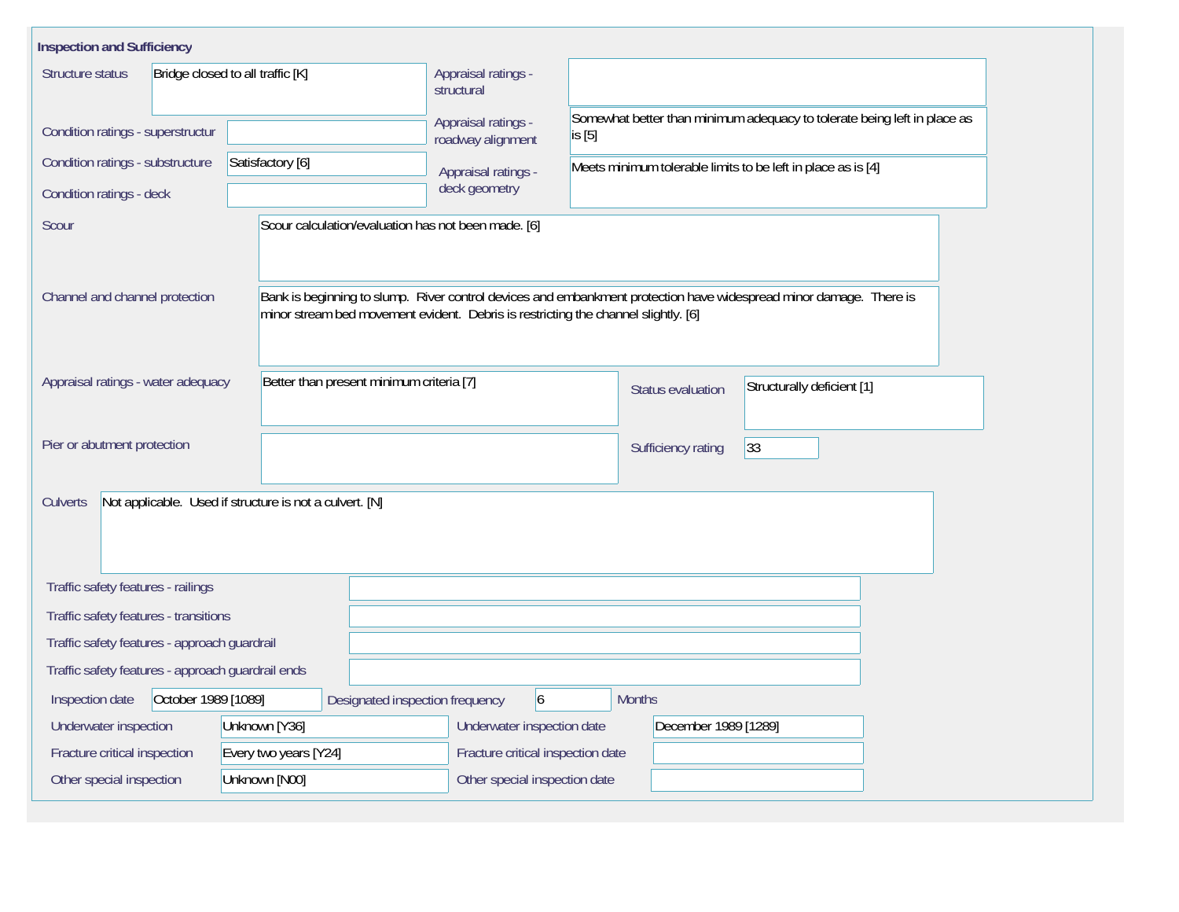## Inspection and Sufficiency

| Field | Value |
|---|---|
| Structure status | Bridge closed to all traffic [K] |
| Appraisal ratings - structural | |
| Condition ratings - superstructur | |
| Appraisal ratings - roadway alignment | Somewhat better than minimum adequacy to tolerate being left in place as is [5] |
| Condition ratings - substructure | Satisfactory [6] |
| Appraisal ratings - deck geometry | Meets minimum tolerable limits to be left in place as is [4] |
| Condition ratings - deck | |
| Scour | Scour calculation/evaluation has not been made. [6] |
| Channel and channel protection | Bank is beginning to slump. River control devices and embankment protection have widespread minor damage. There is minor stream bed movement evident. Debris is restricting the channel slightly. [6] |
| Appraisal ratings - water adequacy | Better than present minimum criteria [7] |
| Status evaluation | Structurally deficient [1] |
| Pier or abutment protection | |
| Sufficiency rating | 33 |
| Culverts | Not applicable. Used if structure is not a culvert. [N] |
| Traffic safety features - railings | |
| Traffic safety features - transitions | |
| Traffic safety features - approach guardrail | |
| Traffic safety features - approach guardrail ends | |
| Inspection date | October 1989 [1089] |
| Designated inspection frequency | 6 Months |
| Underwater inspection | Unknown [Y36] |
| Underwater inspection date | December 1989 [1289] |
| Fracture critical inspection | Every two years [Y24] |
| Fracture critical inspection date | |
| Other special inspection | Unknown [N00] |
| Other special inspection date | |